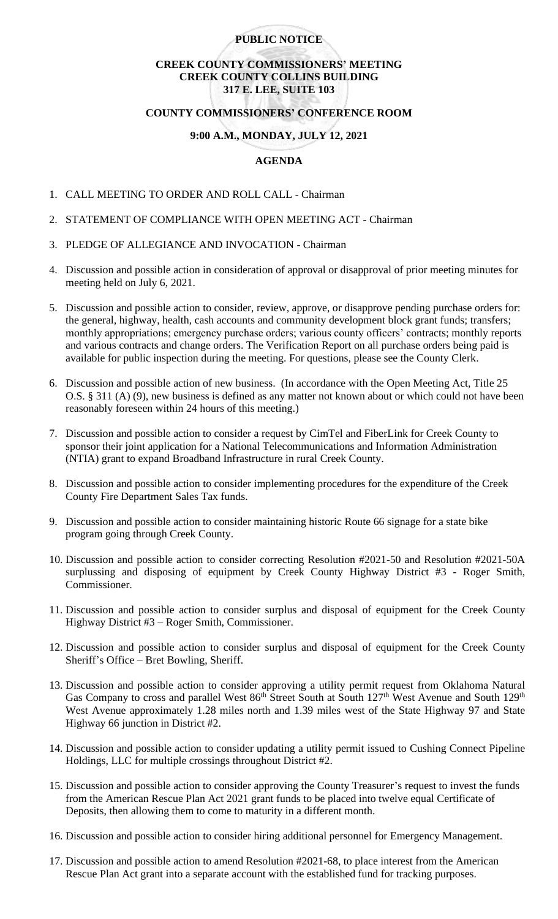**PUBLIC NOTICE**

**CREEK COUNTY COMMISSIONERS' MEETING**
**CREEK COUNTY COLLINS BUILDING**
**317 E. LEE, SUITE 103**

**COUNTY COMMISSIONERS' CONFERENCE ROOM**

**9:00 A.M., MONDAY, JULY 12, 2021**

**AGENDA**

1. CALL MEETING TO ORDER AND ROLL CALL - Chairman
2. STATEMENT OF COMPLIANCE WITH OPEN MEETING ACT - Chairman
3. PLEDGE OF ALLEGIANCE AND INVOCATION - Chairman
4. Discussion and possible action in consideration of approval or disapproval of prior meeting minutes for meeting held on July 6, 2021.
5. Discussion and possible action to consider, review, approve, or disapprove pending purchase orders for: the general, highway, health, cash accounts and community development block grant funds; transfers; monthly appropriations; emergency purchase orders; various county officers' contracts; monthly reports and various contracts and change orders. The Verification Report on all purchase orders being paid is available for public inspection during the meeting. For questions, please see the County Clerk.
6. Discussion and possible action of new business. (In accordance with the Open Meeting Act, Title 25 O.S. § 311 (A) (9), new business is defined as any matter not known about or which could not have been reasonably foreseen within 24 hours of this meeting.)
7. Discussion and possible action to consider a request by CimTel and FiberLink for Creek County to sponsor their joint application for a National Telecommunications and Information Administration (NTIA) grant to expand Broadband Infrastructure in rural Creek County.
8. Discussion and possible action to consider implementing procedures for the expenditure of the Creek County Fire Department Sales Tax funds.
9. Discussion and possible action to consider maintaining historic Route 66 signage for a state bike program going through Creek County.
10. Discussion and possible action to consider correcting Resolution #2021-50 and Resolution #2021-50A surplussing and disposing of equipment by Creek County Highway District #3 - Roger Smith, Commissioner.
11. Discussion and possible action to consider surplus and disposal of equipment for the Creek County Highway District #3 – Roger Smith, Commissioner.
12. Discussion and possible action to consider surplus and disposal of equipment for the Creek County Sheriff's Office – Bret Bowling, Sheriff.
13. Discussion and possible action to consider approving a utility permit request from Oklahoma Natural Gas Company to cross and parallel West 86th Street South at South 127th West Avenue and South 129th West Avenue approximately 1.28 miles north and 1.39 miles west of the State Highway 97 and State Highway 66 junction in District #2.
14. Discussion and possible action to consider updating a utility permit issued to Cushing Connect Pipeline Holdings, LLC for multiple crossings throughout District #2.
15. Discussion and possible action to consider approving the County Treasurer's request to invest the funds from the American Rescue Plan Act 2021 grant funds to be placed into twelve equal Certificate of Deposits, then allowing them to come to maturity in a different month.
16. Discussion and possible action to consider hiring additional personnel for Emergency Management.
17. Discussion and possible action to amend Resolution #2021-68, to place interest from the American Rescue Plan Act grant into a separate account with the established fund for tracking purposes.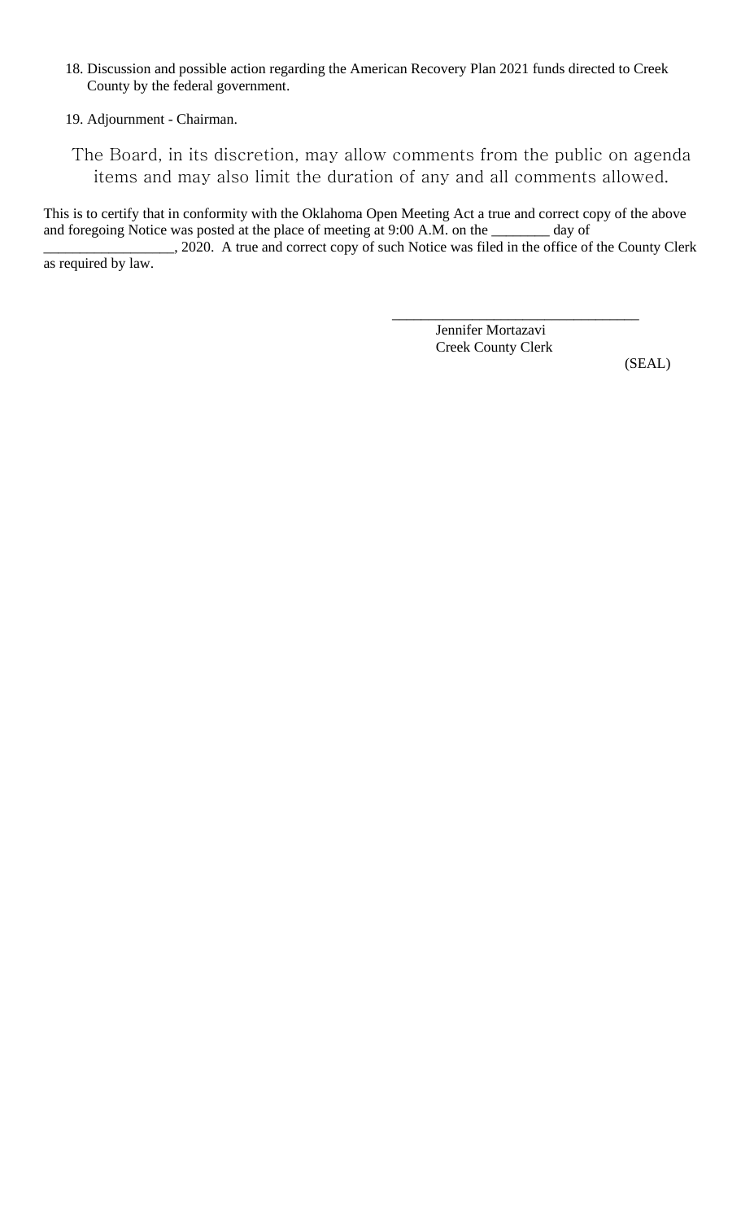18. Discussion and possible action regarding the American Recovery Plan 2021 funds directed to Creek County by the federal government.

19. Adjournment - Chairman.

The Board, in its discretion, may allow comments from the public on agenda items and may also limit the duration of any and all comments allowed.

This is to certify that in conformity with the Oklahoma Open Meeting Act a true and correct copy of the above and foregoing Notice was posted at the place of meeting at 9:00 A.M. on the ________ day of __________________, 2020. A true and correct copy of such Notice was filed in the office of the County Clerk as required by law.

__________________________________

Jennifer Mortazavi
Creek County Clerk

(SEAL)